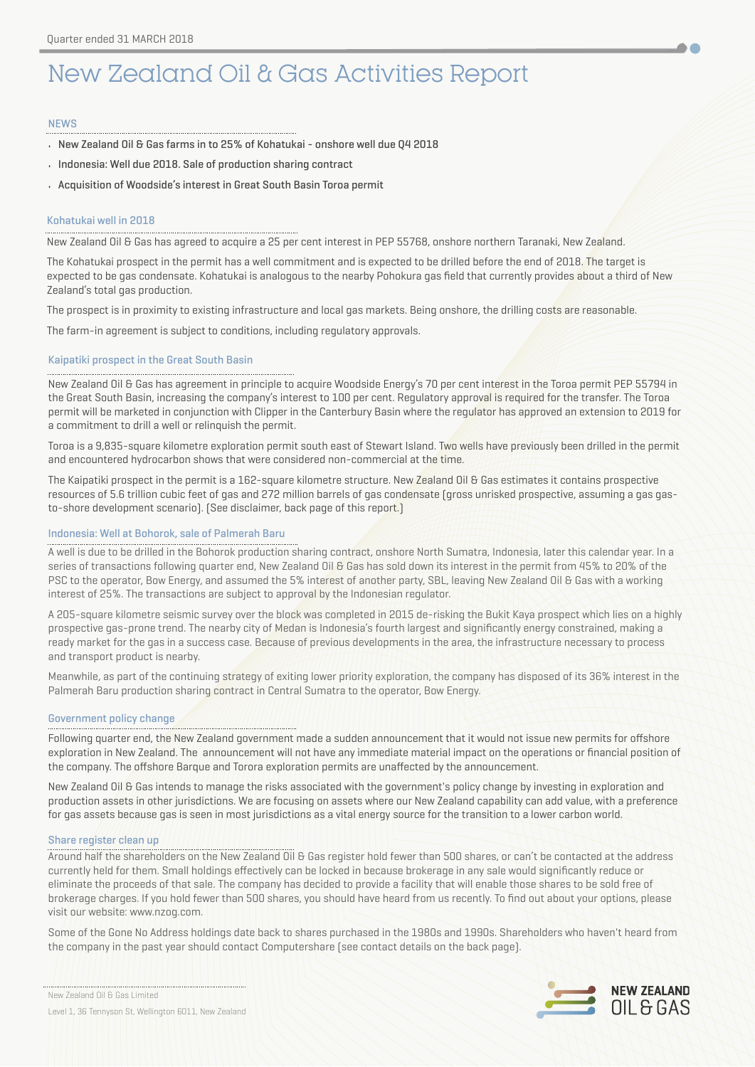Quarter ended 31 MARCH 2018

# New Zealand Oil & Gas Activities Report

## NEWS

- New Zealand Oil & Gas farms in to 25% of Kohatukai - onshore well due Q4 2018
- Indonesia: Well due 2018. Sale of production sharing contract
- Acquisition of Woodside's interest in Great South Basin Toroa permit

### Kohatukai well in 2018

New Zealand Oil & Gas has agreed to acquire a 25 per cent interest in PEP 55768, onshore northern Taranaki, New Zealand.

The Kohatukai prospect in the permit has a well commitment and is expected to be drilled before the end of 2018. The target is expected to be gas condensate. Kohatukai is analogous to the nearby Pohokura gas field that currently provides about a third of New Zealand's total gas production.

The prospect is in proximity to existing infrastructure and local gas markets. Being onshore, the drilling costs are reasonable.

The farm-in agreement is subject to conditions, including regulatory approvals.

### Kaipatiki prospect in the Great South Basin

New Zealand Oil & Gas has agreement in principle to acquire Woodside Energy's 70 per cent interest in the Toroa permit PEP 55794 in the Great South Basin, increasing the company's interest to 100 per cent. Regulatory approval is required for the transfer. The Toroa permit will be marketed in conjunction with Clipper in the Canterbury Basin where the regulator has approved an extension to 2019 for a commitment to drill a well or relinquish the permit.

Toroa is a 9,835-square kilometre exploration permit south east of Stewart Island. Two wells have previously been drilled in the permit and encountered hydrocarbon shows that were considered non-commercial at the time.

The Kaipatiki prospect in the permit is a 162-square kilometre structure. New Zealand Oil & Gas estimates it contains prospective resources of 5.6 trillion cubic feet of gas and 272 million barrels of gas condensate (gross unrisked prospective, assuming a gas gas-to-shore development scenario). (See disclaimer, back page of this report.)

### Indonesia: Well at Bohorok, sale of Palmerah Baru

A well is due to be drilled in the Bohorok production sharing contract, onshore North Sumatra, Indonesia, later this calendar year. In a series of transactions following quarter end, New Zealand Oil & Gas has sold down its interest in the permit from 45% to 20% of the PSC to the operator, Bow Energy, and assumed the 5% interest of another party, SBL, leaving New Zealand Oil & Gas with a working interest of 25%. The transactions are subject to approval by the Indonesian regulator.

A 205-square kilometre seismic survey over the block was completed in 2015 de-risking the Bukit Kaya prospect which lies on a highly prospective gas-prone trend. The nearby city of Medan is Indonesia's fourth largest and significantly energy constrained, making a ready market for the gas in a success case. Because of previous developments in the area, the infrastructure necessary to process and transport product is nearby.

Meanwhile, as part of the continuing strategy of exiting lower priority exploration, the company has disposed of its 36% interest in the Palmerah Baru production sharing contract in Central Sumatra to the operator, Bow Energy.

### Government policy change

Following quarter end, the New Zealand government made a sudden announcement that it would not issue new permits for offshore exploration in New Zealand. The announcement will not have any immediate material impact on the operations or financial position of the company. The offshore Barque and Torora exploration permits are unaffected by the announcement.

New Zealand Oil & Gas intends to manage the risks associated with the government's policy change by investing in exploration and production assets in other jurisdictions. We are focusing on assets where our New Zealand capability can add value, with a preference for gas assets because gas is seen in most jurisdictions as a vital energy source for the transition to a lower carbon world.

### Share register clean up

Around half the shareholders on the New Zealand Oil & Gas register hold fewer than 500 shares, or can't be contacted at the address currently held for them. Small holdings effectively can be locked in because brokerage in any sale would significantly reduce or eliminate the proceeds of that sale. The company has decided to provide a facility that will enable those shares to be sold free of brokerage charges. If you hold fewer than 500 shares, you should have heard from us recently. To find out about your options, please visit our website: www.nzog.com.

Some of the Gone No Address holdings date back to shares purchased in the 1980s and 1990s. Shareholders who haven't heard from the company in the past year should contact Computershare (see contact details on the back page).

New Zealand Oil & Gas Limited

Level 1, 36 Tennyson St, Wellington 6011, New Zealand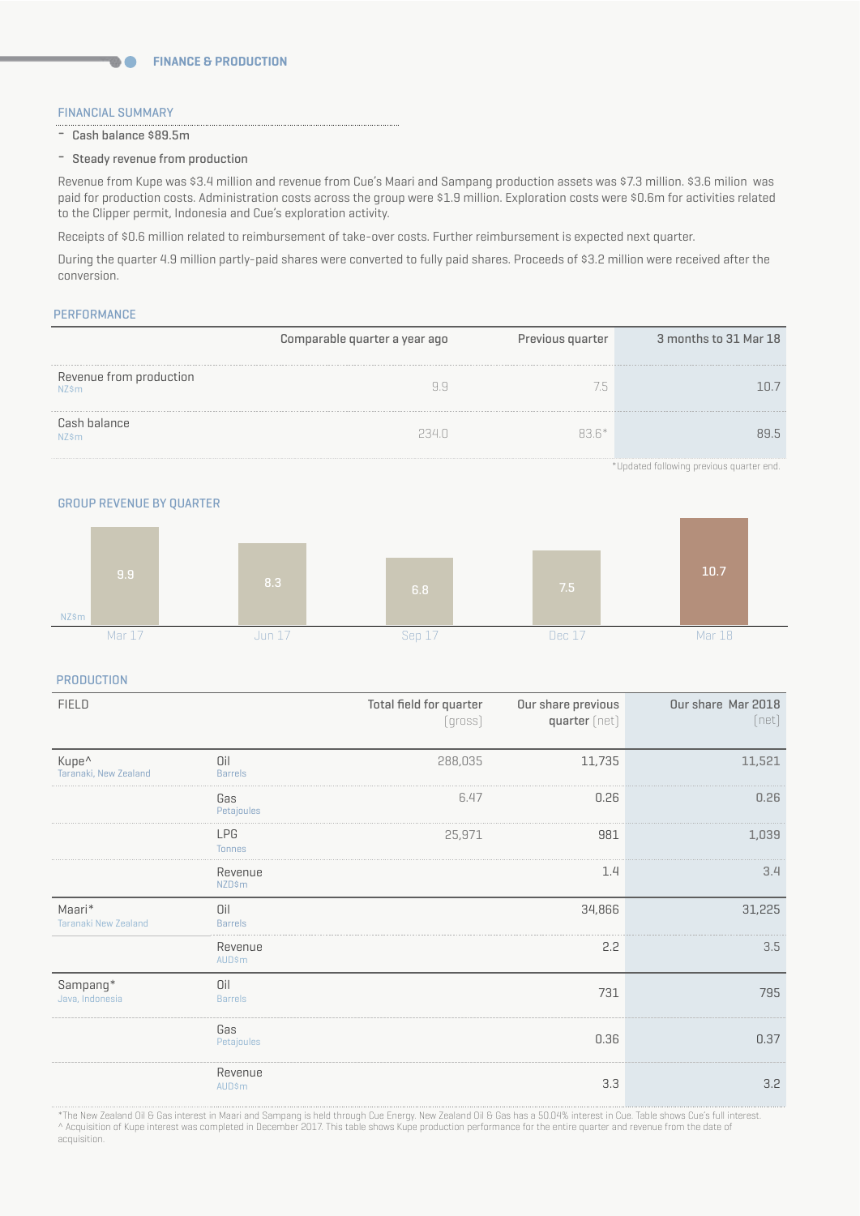## FINANCE & PRODUCTION

### FINANCIAL SUMMARY

- Cash balance $89.5m
- Steady revenue from production

Revenue from Kupe was $3.4 million and revenue from Cue's Maari and Sampang production assets was $7.3 million. $3.6 milion was paid for production costs. Administration costs across the group were $1.9 million. Exploration costs were $0.6m for activities related to the Clipper permit, Indonesia and Cue's exploration activity.

Receipts of $0.6 million related to reimbursement of take-over costs. Further reimbursement is expected next quarter.

During the quarter 4.9 million partly-paid shares were converted to fully paid shares. Proceeds of $3.2 million were received after the conversion.

### PERFORMANCE

| | Comparable quarter a year ago | Previous quarter | 3 months to 31 Mar 18 |
|---|---|---|---|
| Revenue from production NZ$m | 9.9 | 7.5 | 10.7 |
| Cash balance NZ$m | 234.0 | 83.6* | 89.5 |

*Updated following previous quarter end.

### GROUP REVENUE BY QUARTER

| NZ$m | Mar 17 | Jun 17 | Sep 17 | Dec 17 | Mar 18 |
|---|---|---|---|---|---|
| Revenue | 9.9 | 8.3 | 6.8 | 7.5 | 10.7 |

### PRODUCTION

| FIELD | | Total field for quarter (gross) | Our share previous quarter (net) | Our share Mar 2018 (net) |
|---|---|---|---|---|
| Kupe^ Taranaki, New Zealand | Oil Barrels | 288,035 | 11,735 | 11,521 |
| | Gas Petajoules | 6.47 | 0.26 | 0.26 |
| | LPG Tonnes | 25,971 | 981 | 1,039 |
| | Revenue NZD$m | | 1.4 | 3.4 |
| Maari* Taranaki New Zealand | Oil Barrels | | 34,866 | 31,225 |
| | Revenue AUD$m | | 2.2 | 3.5 |
| Sampang* Java, Indonesia | Oil Barrels | | 731 | 795 |
| | Gas Petajoules | | 0.36 | 0.37 |
| | Revenue AUD$m | | 3.3 | 3.2 |

*The New Zealand Oil & Gas interest in Maari and Sampang is held through Cue Energy. New Zealand Oil & Gas has a 50.04% interest in Cue. Table shows Cue's full interest.
^ Acquisition of Kupe interest was completed in December 2017. This table shows Kupe production performance for the entire quarter and revenue from the date of acquisition.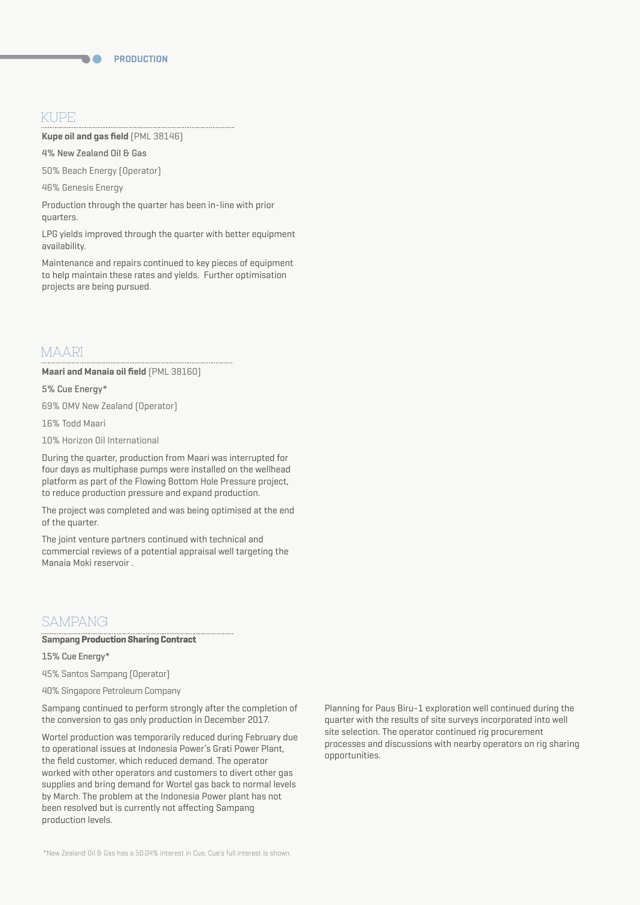## PRODUCTION

### KUPE

**Kupe oil and gas field** (PML 38146)

4% New Zealand Oil & Gas

50% Beach Energy (Operator)

46% Genesis Energy

Production through the quarter has been in-line with prior quarters.

LPG yields improved through the quarter with better equipment availability.

Maintenance and repairs continued to key pieces of equipment to help maintain these rates and yields. Further optimisation projects are being pursued.

### MAARI

**Maari and Manaia oil field** (PML 38160)

5% Cue Energy*

69% OMV New Zealand (Operator)

16% Todd Maari

10% Horizon Oil International

During the quarter, production from Maari was interrupted for four days as multiphase pumps were installed on the wellhead platform as part of the Flowing Bottom Hole Pressure project, to reduce production pressure and expand production.

The project was completed and was being optimised at the end of the quarter.

The joint venture partners continued with technical and commercial reviews of a potential appraisal well targeting the Manaia Moki reservoir .

### SAMPANG

**Sampang Production Sharing Contract**

15% Cue Energy*

45% Santos Sampang (Operator)

40% Singapore Petroleum Company

Sampang continued to perform strongly after the completion of the conversion to gas only production in December 2017.

Wortel production was temporarily reduced during February due to operational issues at Indonesia Power's Grati Power Plant, the field customer, which reduced demand. The operator worked with other operators and customers to divert other gas supplies and bring demand for Wortel gas back to normal levels by March. The problem at the Indonesia Power plant has not been resolved but is currently not affecting Sampang production levels.

Planning for Paus Biru-1 exploration well continued during the quarter with the results of site surveys incorporated into well site selection. The operator continued rig procurement processes and discussions with nearby operators on rig sharing opportunities.

*New Zealand Oil & Gas has a 50.04% interest in Cue. Cue's full interest is shown.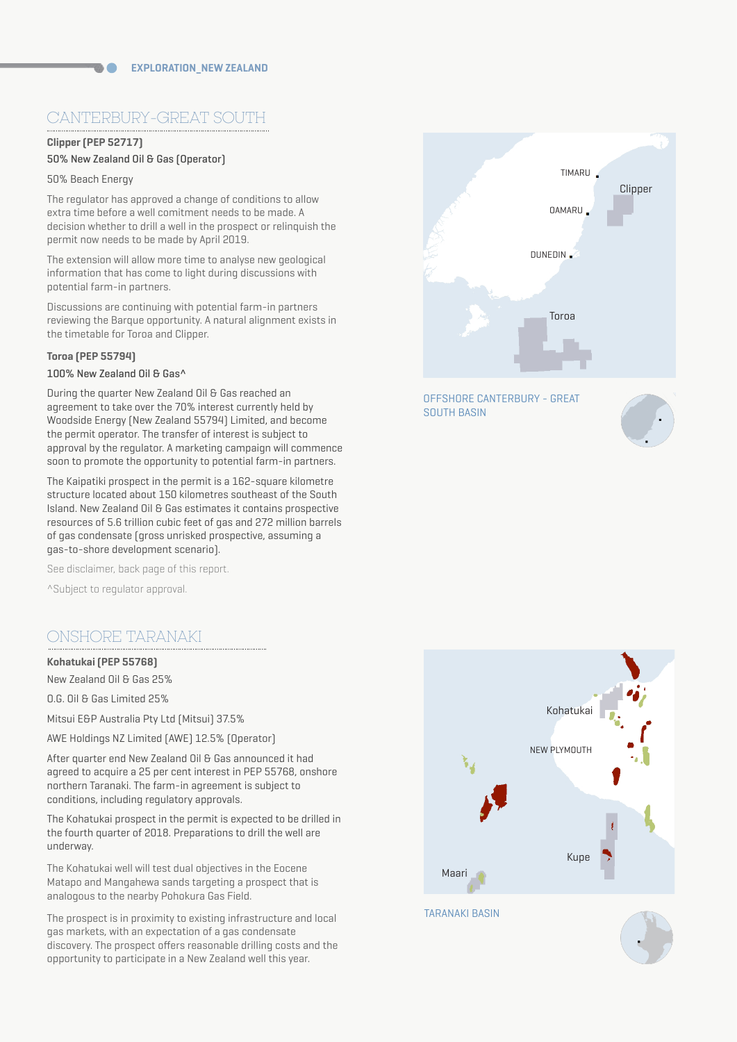EXPLORATION_NEW ZEALAND

## CANTERBURY-GREAT SOUTH

**Clipper (PEP 52717)**

50% New Zealand Oil & Gas (Operator)

50% Beach Energy

The regulator has approved a change of conditions to allow extra time before a well comitment needs to be made. A decision whether to drill a well in the prospect or relinquish the permit now needs to be made by April 2019.

The extension will allow more time to analyse new geological information that has come to light during discussions with potential farm-in partners.

Discussions are continuing with potential farm-in partners reviewing the Barque opportunity. A natural alignment exists in the timetable for Toroa and Clipper.

**Toroa (PEP 55794)**

100% New Zealand Oil & Gas^

During the quarter New Zealand Oil & Gas reached an agreement to take over the 70% interest currently held by Woodside Energy (New Zealand 55794) Limited, and become the permit operator. The transfer of interest is subject to approval by the regulator. A marketing campaign will commence soon to promote the opportunity to potential farm-in partners.

The Kaipatiki prospect in the permit is a 162-square kilometre structure located about 150 kilometres southeast of the South Island. New Zealand Oil & Gas estimates it contains prospective resources of 5.6 trillion cubic feet of gas and 272 million barrels of gas condensate (gross unrisked prospective, assuming a gas-to-shore development scenario).

See disclaimer, back page of this report.

^Subject to regulator approval.

TIMARU

Clipper

OAMARU

DUNEDIN

Toroa

OFFSHORE CANTERBURY - GREAT SOUTH BASIN

## ONSHORE TARANAKI

**Kohatukai (PEP 55768)**

New Zealand Oil & Gas 25%

O.G. Oil & Gas Limited 25%

Mitsui E&P Australia Pty Ltd (Mitsui) 37.5%

AWE Holdings NZ Limited (AWE) 12.5% (Operator)

After quarter end New Zealand Oil & Gas announced it had agreed to acquire a 25 per cent interest in PEP 55768, onshore northern Taranaki. The farm-in agreement is subject to conditions, including regulatory approvals.

The Kohatukai prospect in the permit is expected to be drilled in the fourth quarter of 2018. Preparations to drill the well are underway.

The Kohatukai well will test dual objectives in the Eocene Matapo and Mangahewa sands targeting a prospect that is analogous to the nearby Pohokura Gas Field.

The prospect is in proximity to existing infrastructure and local gas markets, with an expectation of a gas condensate discovery. The prospect offers reasonable drilling costs and the opportunity to participate in a New Zealand well this year.

Kohatukai

NEW PLYMOUTH

Kupe

Maari

TARANAKI BASIN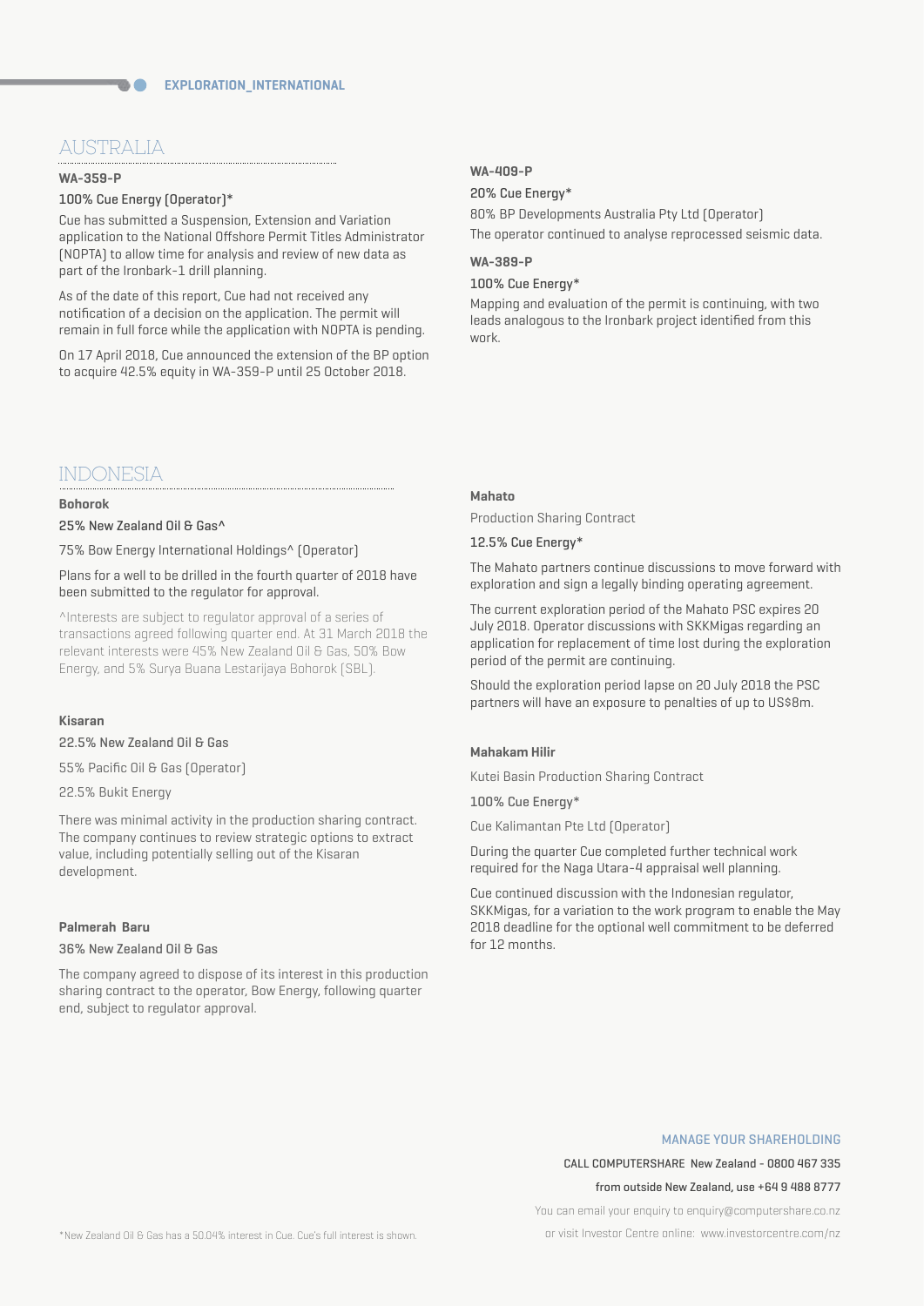## EXPLORATION_INTERNATIONAL

## AUSTRALIA

**WA-359-P**

100% Cue Energy (Operator)*

Cue has submitted a Suspension, Extension and Variation application to the National Offshore Petroleum Titles Administrator (NOPTA) to allow time for analysis and review of new data as part of the Ironbark-1 drill planning.

As of the date of this report, Cue had not received any notification of a decision on the application. The permit will remain in full force while the application with NOPTA is pending.

On 17 April 2018, Cue announced the extension of the BP option to acquire 42.5% equity in WA-359-P until 25 October 2018.

**WA-409-P**

20% Cue Energy*

80% BP Developments Australia Pty Ltd (Operator)

The operator continued to analyse reprocessed seismic data.

**WA-389-P**

100% Cue Energy*

Mapping and evaluation of the permit is continuing, with two leads analogous to the Ironbark project identified from this work.

## INDONESIA

**Bohorok**

25% New Zealand Oil & Gas^

75% Bow Energy International Holdings^ (Operator)

Plans for a well to be drilled in the fourth quarter of 2018 have been submitted to the regulator for approval.

^Interests are subject to regulator approval of a series of transactions agreed following quarter end. At 31 March 2018 the relevant interests were 45% New Zealand Oil & Gas, 50% Bow Energy, and 5% Surya Buana Lestarijaya Bohorok (SBL).

**Kisaran**

22.5% New Zealand Oil & Gas

55% Pacific Oil & Gas (Operator)

22.5% Bukit Energy

There was minimal activity in the production sharing contract. The company continues to review strategic options to extract value, including potentially selling out of the Kisaran development.

**Palmerah Baru**

36% New Zealand Oil & Gas

The company agreed to dispose of its interest in this production sharing contract to the operator, Bow Energy, following quarter end, subject to regulator approval.

**Mahato**

Production Sharing Contract

12.5% Cue Energy*

The Mahato partners continue discussions to move forward with exploration and sign a legally binding operating agreement.

The current exploration period of the Mahato PSC expires 20 July 2018. Operator discussions with SKKMigas regarding an application for replacement of time lost during the exploration period of the permit are continuing.

Should the exploration period lapse on 20 July 2018 the PSC partners will have an exposure to penalties of up to US$8m.

**Mahakam Hilir**

Kutei Basin Production Sharing Contract

100% Cue Energy*

Cue Kalimantan Pte Ltd (Operator)

During the quarter Cue completed further technical work required for the Naga Utara-4 appraisal well planning.

Cue continued discussion with the Indonesian regulator, SKKMigas, for a variation to the work program to enable the May 2018 deadline for the optional well commitment to be deferred for 12 months.

*New Zealand Oil & Gas has a 50.04% interest in Cue. Cue's full interest is shown.

MANAGE YOUR SHAREHOLDING

CALL COMPUTERSHARE New Zealand - 0800 467 335

from outside New Zealand, use +64 9 488 8777

You can email your enquiry to enquiry@computershare.co.nz

or visit Investor Centre online: www.investorcentre.com/nz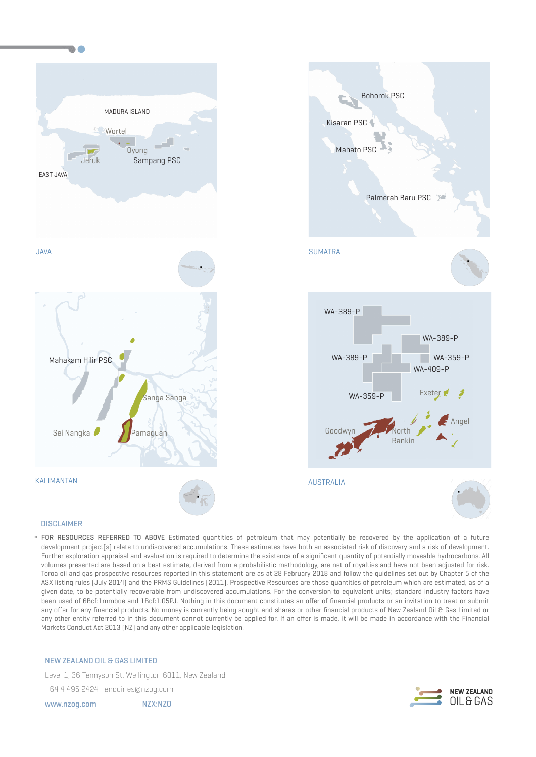MADURA ISLAND

Wortel

Oyong

Jeruk

Sampang PSC

EAST JAVA

JAVA

Bohorok PSC

Kisaran PSC

Mahato PSC

Palmerah Baru PSC

SUMATRA

Mahakam Hilir PSC

Sanga Sanga

Sei Nangka

Pamaguan

KALIMANTAN

WA-389-P

WA-389-P

WA-389-P

WA-359-P

WA-409-P

WA-359-P

Exeter

Angel

Goodwyn

North Rankin

AUSTRALIA

## DISCLAIMER

* FOR RESOURCES REFERRED TO ABOVE Estimated quantities of petroleum that may potentially be recovered by the application of a future development project(s) relate to undiscovered accumulations. These estimates have both an associated risk of discovery and a risk of development. Further exploration appraisal and evaluation is required to determine the existence of a significant quantity of potentially moveable hydrocarbons. All volumes presented are based on a best estimate, derived from a probabilistic methodology, are net of royalties and have not been adjusted for risk. Toroa oil and gas prospective resources reported in this statement are as at 28 February 2018 and follow the guidelines set out by Chapter 5 of the ASX listing rules (July 2014) and the PRMS Guidelines (2011). Prospective Resources are those quantities of petroleum which are estimated, as of a given date, to be potentially recoverable from undiscovered accumulations. For the conversion to equivalent units; standard industry factors have been used of 6Bcf:1mmboe and 1Bcf:1.05PJ. Nothing in this document constitutes an offer of financial products or an invitation to treat or submit any offer for any financial products. No money is currently being sought and shares or other financial products of New Zealand Oil & Gas Limited or any other entity referred to in this document cannot currently be applied for. If an offer is made, it will be made in accordance with the Financial Markets Conduct Act 2013 (NZ) and any other applicable legislation.

NEW ZEALAND OIL & GAS LIMITED

Level 1, 36 Tennyson St, Wellington 6011, New Zealand

+64 4 495 2424 enquiries@nzog.com

www.nzog.com NZX:NZO

NEW ZEALAND OIL & GAS